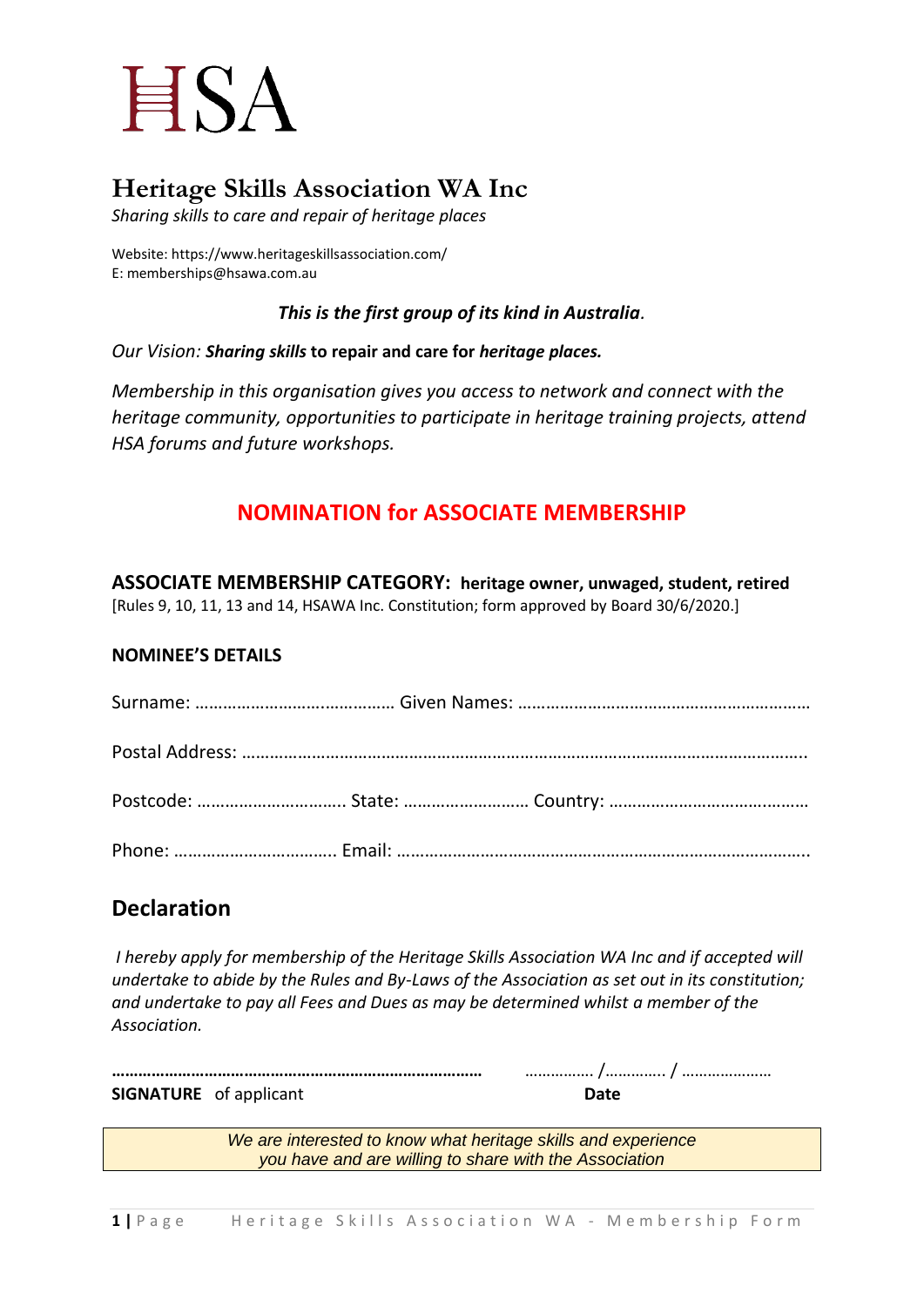# HSA

## Heritage Skills Association WA Inc

*Sharing skills to care and repair of heritage places*

Website: https://www.heritageskillsassociation.com/
E: memberships@hsawa.com.au

***This is the first group of its kind in Australia.***

*Our Vision:* ***Sharing skills* to repair and care for *heritage places.***

*Membership in this organisation gives you access to network and connect with the heritage community, opportunities to participate in heritage training projects, attend HSA forums and future workshops.*

## NOMINATION for ASSOCIATE MEMBERSHIP

**ASSOCIATE MEMBERSHIP CATEGORY: heritage owner, unwaged, student, retired**
[Rules 9, 10, 11, 13 and 14, HSAWA Inc. Constitution; form approved by Board 30/6/2020.]

**NOMINEE'S DETAILS**

Surname: ………………………….………… Given Names: ………………………………………………………

Postal Address: …………………………………………………………………………………………………………..

Postcode: ………………………….. State: ……………………… Country: ……………………………….………

Phone: …………………………….. Email: ……………………………………………………………………………..

## Declaration

*I hereby apply for membership of the Heritage Skills Association WA Inc and if accepted will undertake to abide by the Rules and By-Laws of the Association as set out in its constitution; and undertake to pay all Fees and Dues as may be determined whilst a member of the Association.*

**………………………………………………………………………** ……………. /………….. / …………………

**SIGNATURE** of applicant **Date**

*We are interested to know what heritage skills and experience you have and are willing to share with the Association*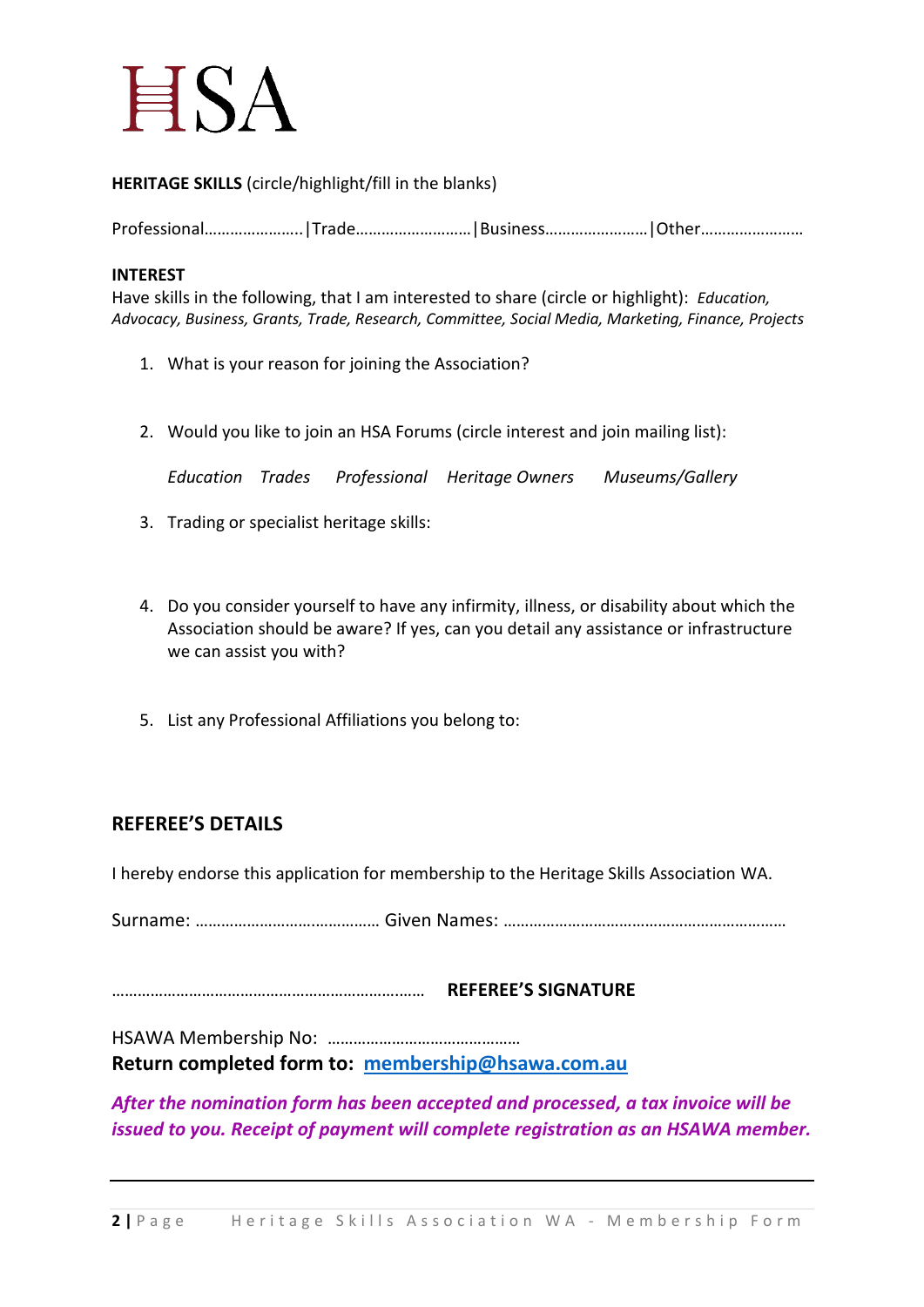HSA

**HERITAGE SKILLS** (circle/highlight/fill in the blanks)

Professional…………………..|Trade………………………|Business……………………|Other……………………

**INTEREST**
Have skills in the following, that I am interested to share (circle or highlight): *Education, Advocacy, Business, Grants, Trade, Research, Committee, Social Media, Marketing, Finance, Projects*

1. What is your reason for joining the Association?

2. Would you like to join an HSA Forums (circle interest and join mailing list):

   *Education   Trades   Professional   Heritage Owners   Museums/Gallery*

3. Trading or specialist heritage skills:

4. Do you consider yourself to have any infirmity, illness, or disability about which the Association should be aware? If yes, can you detail any assistance or infrastructure we can assist you with?

5. List any Professional Affiliations you belong to:

## REFEREE'S DETAILS

I hereby endorse this application for membership to the Heritage Skills Association WA.

Surname: …………………………………… Given Names: …………………………………………………………

……………………………………………………………… **REFEREE'S SIGNATURE**

HSAWA Membership No: ………………………………………

**Return completed form to: membership@hsawa.com.au**

***After the nomination form has been accepted and processed, a tax invoice will be issued to you. Receipt of payment will complete registration as an HSAWA member.***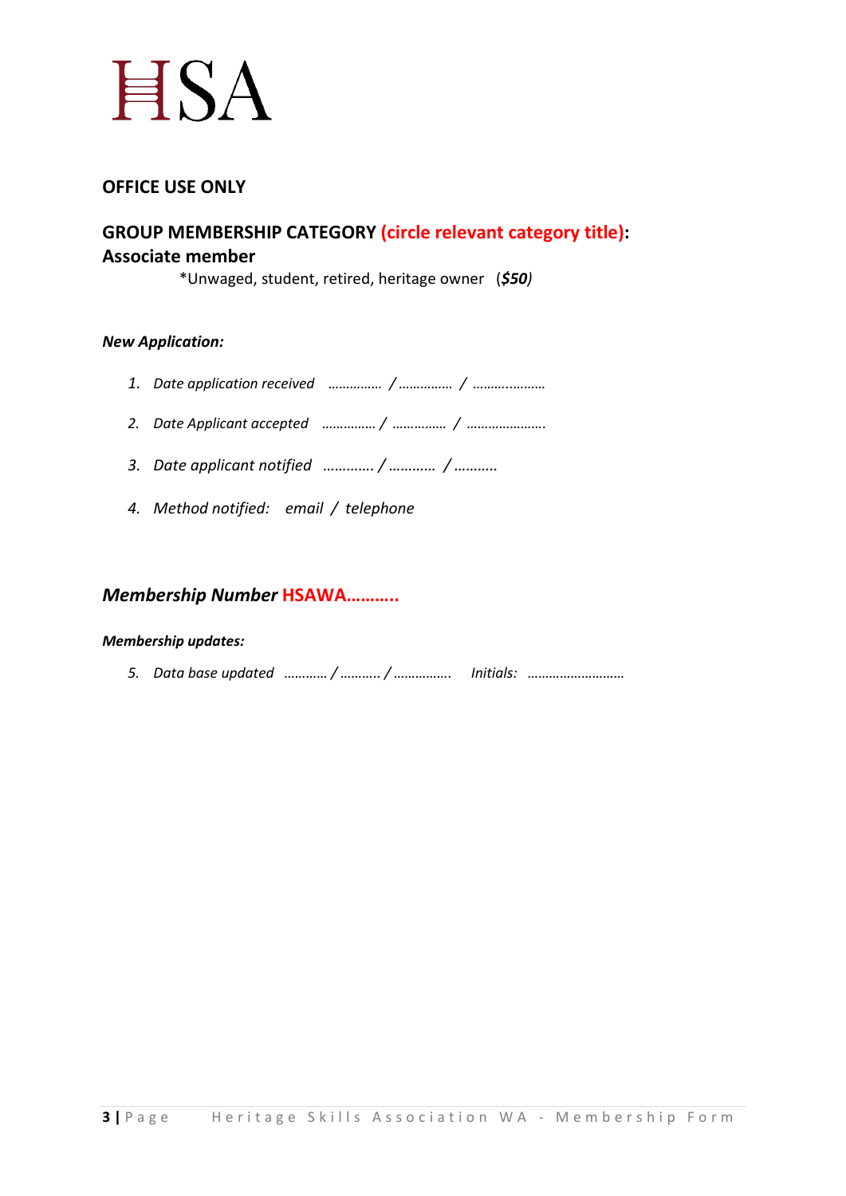HSA

**OFFICE USE ONLY**

**GROUP MEMBERSHIP CATEGORY (circle relevant category title):**
**Associate member**

*Unwaged, student, retired, heritage owner (***$50***)

***New Application:***

1. *Date application received …………… / …………… / ……..………*
2. *Date Applicant accepted …………… / …………… / ………………….*
3. *Date applicant notified ………… / ……….. / ……….*
4. *Method notified: email / telephone*

***Membership Number HSAWA………..***

***Membership updates:***

5. *Data base updated ………… / ……….. / …………….. Initials: ………………………*